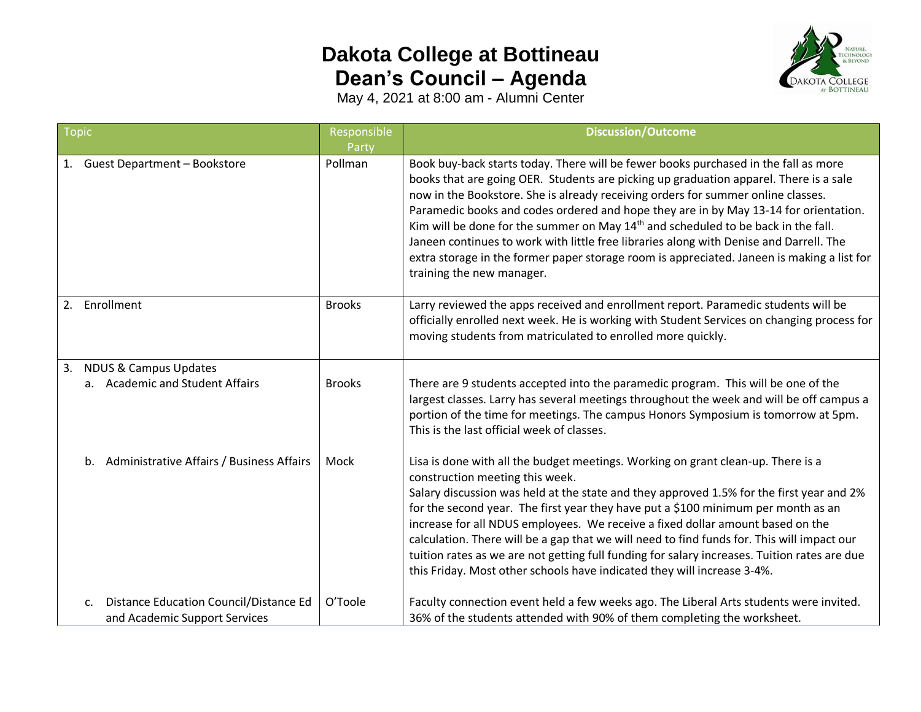# Dakota College at Bottineau
# Dean's Council – Agenda

May 4, 2021 at 8:00 am - Alumni Center

| Topic | Responsible Party | Discussion/Outcome |
|---|---|---|
| 1. Guest Department – Bookstore | Pollman | Book buy-back starts today. There will be fewer books purchased in the fall as more books that are going OER. Students are picking up graduation apparel. There is a sale now in the Bookstore. She is already receiving orders for summer online classes. Paramedic books and codes ordered and hope they are in by May 13-14 for orientation. Kim will be done for the summer on May 14th and scheduled to be back in the fall. Janeen continues to work with little free libraries along with Denise and Darrell. The extra storage in the former paper storage room is appreciated. Janeen is making a list for training the new manager. |
| 2. Enrollment | Brooks | Larry reviewed the apps received and enrollment report. Paramedic students will be officially enrolled next week. He is working with Student Services on changing process for moving students from matriculated to enrolled more quickly. |
| 3. NDUS & Campus Updates | | |
| a. Academic and Student Affairs | Brooks | There are 9 students accepted into the paramedic program. This will be one of the largest classes. Larry has several meetings throughout the week and will be off campus a portion of the time for meetings. The campus Honors Symposium is tomorrow at 5pm. This is the last official week of classes. |
| b. Administrative Affairs / Business Affairs | Mock | Lisa is done with all the budget meetings. Working on grant clean-up. There is a construction meeting this week. Salary discussion was held at the state and they approved 1.5% for the first year and 2% for the second year. The first year they have put a $100 minimum per month as an increase for all NDUS employees. We receive a fixed dollar amount based on the calculation. There will be a gap that we will need to find funds for. This will impact our tuition rates as we are not getting full funding for salary increases. Tuition rates are due this Friday. Most other schools have indicated they will increase 3-4%. |
| c. Distance Education Council/Distance Ed and Academic Support Services | O'Toole | Faculty connection event held a few weeks ago. The Liberal Arts students were invited. 36% of the students attended with 90% of them completing the worksheet. |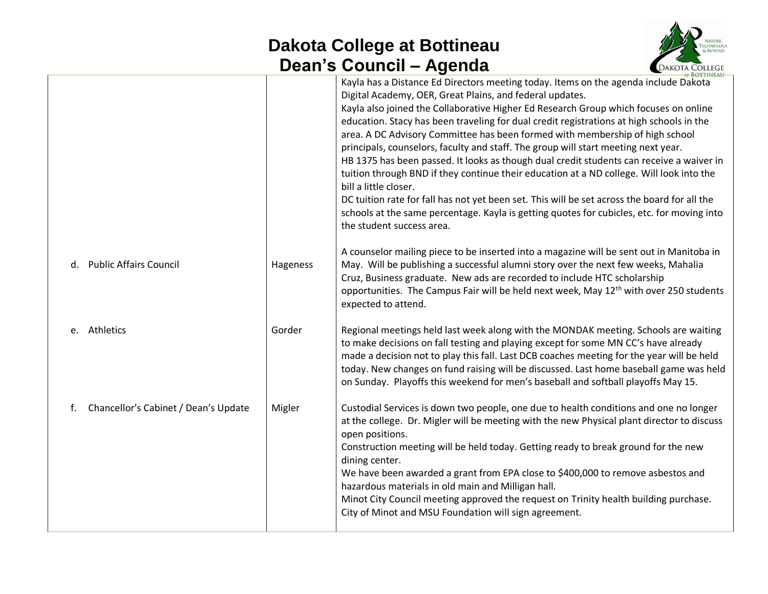# Dakota College at Bottineau
## Dean's Council – Agenda

| | | |
|---|---|---|
| | | Kayla has a Distance Ed Directors meeting today. Items on the agenda include Dakota Digital Academy, OER, Great Plains, and federal updates.<br>Kayla also joined the Collaborative Higher Ed Research Group which focuses on online education. Stacy has been traveling for dual credit registrations at high schools in the area. A DC Advisory Committee has been formed with membership of high school principals, counselors, faculty and staff. The group will start meeting next year.<br>HB 1375 has been passed. It looks as though dual credit students can receive a waiver in tuition through BND if they continue their education at a ND college. Will look into the bill a little closer.<br>DC tuition rate for fall has not yet been set. This will be set across the board for all the schools at the same percentage. Kayla is getting quotes for cubicles, etc. for moving into the student success area. |
| d. Public Affairs Council | Hageness | A counselor mailing piece to be inserted into a magazine will be sent out in Manitoba in May. Will be publishing a successful alumni story over the next few weeks, Mahalia Cruz, Business graduate. New ads are recorded to include HTC scholarship opportunities. The Campus Fair will be held next week, May 12th with over 250 students expected to attend. |
| e. Athletics | Gorder | Regional meetings held last week along with the MONDAK meeting. Schools are waiting to make decisions on fall testing and playing except for some MN CC's have already made a decision not to play this fall. Last DCB coaches meeting for the year will be held today. New changes on fund raising will be discussed. Last home baseball game was held on Sunday. Playoffs this weekend for men's baseball and softball playoffs May 15. |
| f. Chancellor's Cabinet / Dean's Update | Migler | Custodial Services is down two people, one due to health conditions and one no longer at the college. Dr. Migler will be meeting with the new Physical plant director to discuss open positions.<br>Construction meeting will be held today. Getting ready to break ground for the new dining center.<br>We have been awarded a grant from EPA close to $400,000 to remove asbestos and hazardous materials in old main and Milligan hall.<br>Minot City Council meeting approved the request on Trinity health building purchase. City of Minot and MSU Foundation will sign agreement. |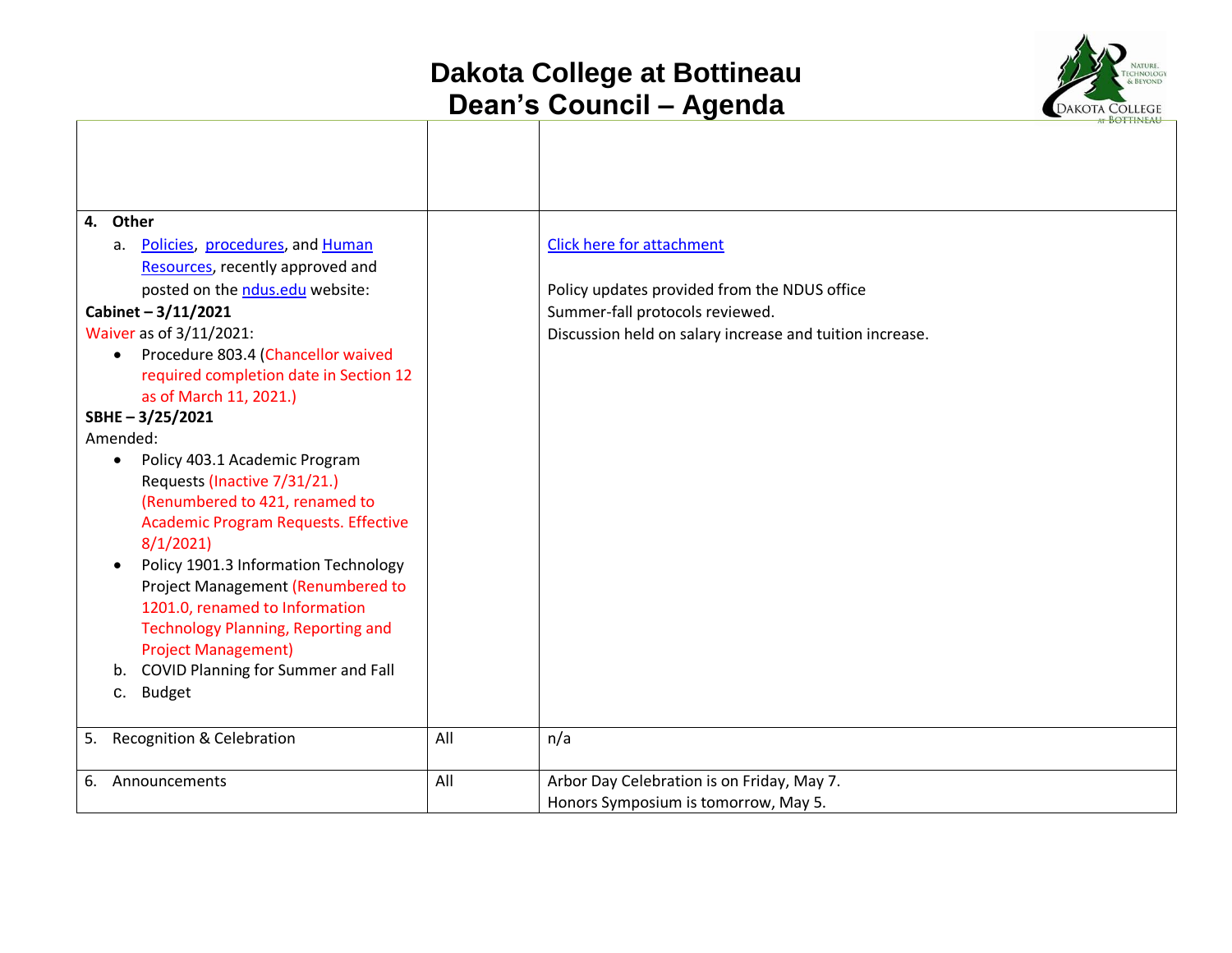# Dakota College at Bottineau
## Dean's Council – Agenda

| | | |
|---|---|---|
| | | |
| **4. Other**<br>a. Policies, procedures, and Human Resources, recently approved and posted on the ndus.edu website:<br>**Cabinet – 3/11/2021**<br>Waiver as of 3/11/2021:<br>• Procedure 803.4 (Chancellor waived required completion date in Section 12 as of March 11, 2021.)<br>**SBHE – 3/25/2021**<br>Amended:<br>• Policy 403.1 Academic Program Requests (Inactive 7/31/21.) (Renumbered to 421, renamed to Academic Program Requests. Effective 8/1/2021)<br>• Policy 1901.3 Information Technology Project Management (Renumbered to 1201.0, renamed to Information Technology Planning, Reporting and Project Management)<br>b. COVID Planning for Summer and Fall<br>c. Budget | | Click here for attachment<br><br>Policy updates provided from the NDUS office<br>Summer-fall protocols reviewed.<br>Discussion held on salary increase and tuition increase. |
| 5. Recognition & Celebration | All | n/a |
| 6. Announcements | All | Arbor Day Celebration is on Friday, May 7.<br>Honors Symposium is tomorrow, May 5. |